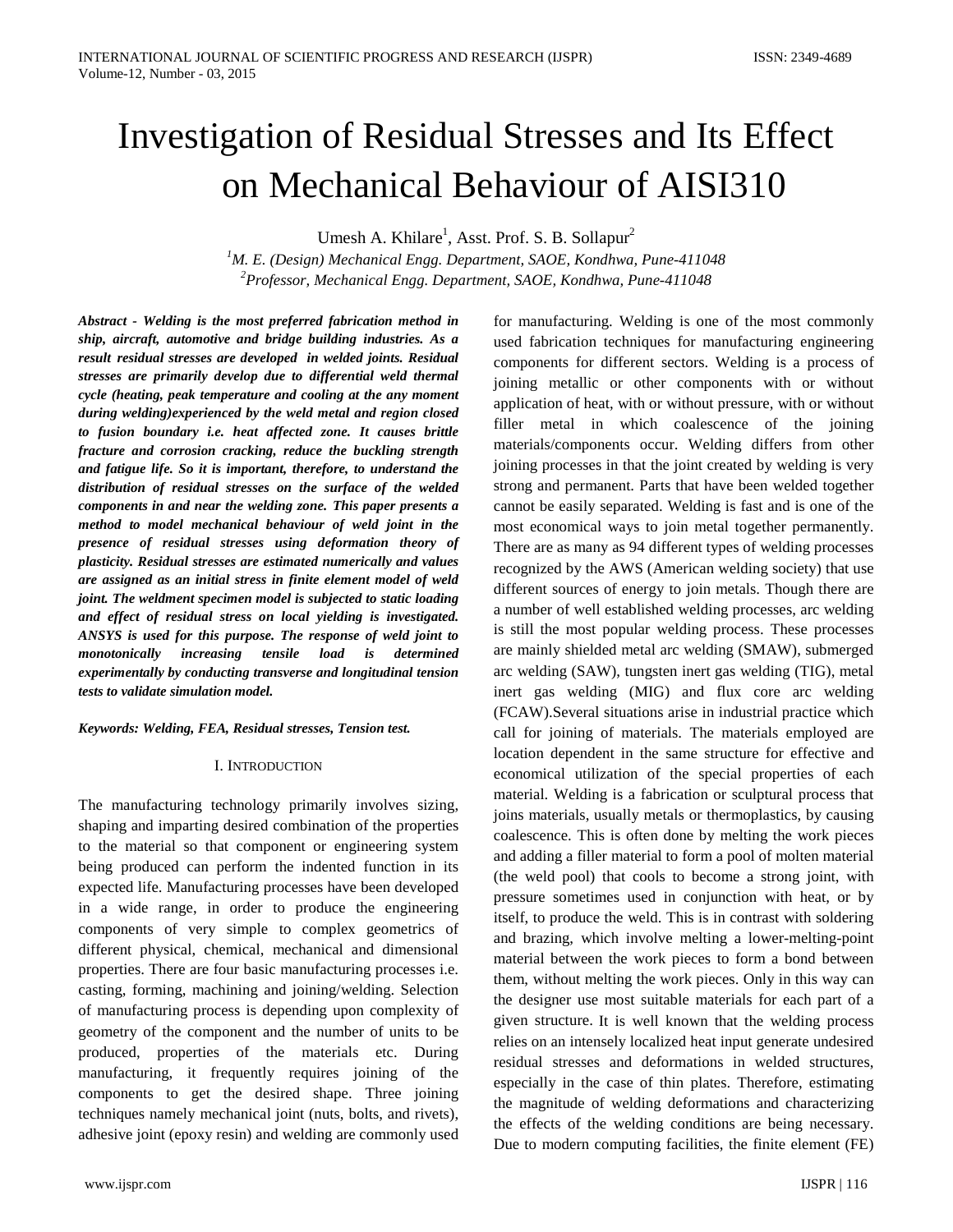# Investigation of Residual Stresses and Its Effect on Mechanical Behaviour of AISI310

Umesh A. Khilare[1], Asst. Prof. S. B. Sollapur[2]

[1]*M. E. (Design) Mechanical Engg. Department, SAOE, Kondhwa, Pune-411048*

[2]*Professor, Mechanical Engg. Department, SAOE, Kondhwa, Pune-411048*

***Abstract - Welding is the most preferred fabrication method in ship, aircraft, automotive and bridge building industries. As a result residual stresses are developed in welded joints. Residual stresses are primarily develop due to differential weld thermal cycle (heating, peak temperature and cooling at the any moment during welding)experienced by the weld metal and region closed to fusion boundary i.e. heat affected zone. It causes brittle fracture and corrosion cracking, reduce the buckling strength and fatigue life. So it is important, therefore, to understand the distribution of residual stresses on the surface of the welded components in and near the welding zone. This paper presents a method to model mechanical behaviour of weld joint in the presence of residual stresses using deformation theory of plasticity. Residual stresses are estimated numerically and values are assigned as an initial stress in finite element model of weld joint. The weldment specimen model is subjected to static loading and effect of residual stress on local yielding is investigated. ANSYS is used for this purpose. The response of weld joint to monotonically increasing tensile load is determined experimentally by conducting transverse and longitudinal tension tests to validate simulation model.***

***Keywords: Welding, FEA, Residual stresses, Tension test.***

## I. Introduction

The manufacturing technology primarily involves sizing, shaping and imparting desired combination of the properties to the material so that component or engineering system being produced can perform the indented function in its expected life. Manufacturing processes have been developed in a wide range, in order to produce the engineering components of very simple to complex geometrics of different physical, chemical, mechanical and dimensional properties. There are four basic manufacturing processes i.e. casting, forming, machining and joining/welding. Selection of manufacturing process is depending upon complexity of geometry of the component and the number of units to be produced, properties of the materials etc. During manufacturing, it frequently requires joining of the components to get the desired shape. Three joining techniques namely mechanical joint (nuts, bolts, and rivets), adhesive joint (epoxy resin) and welding are commonly used for manufacturing. Welding is one of the most commonly used fabrication techniques for manufacturing engineering components for different sectors. Welding is a process of joining metallic or other components with or without application of heat, with or without pressure, with or without filler metal in which coalescence of the joining materials/components occur. Welding differs from other joining processes in that the joint created by welding is very strong and permanent. Parts that have been welded together cannot be easily separated. Welding is fast and is one of the most economical ways to join metal together permanently. There are as many as 94 different types of welding processes recognized by the AWS (American welding society) that use different sources of energy to join metals. Though there are a number of well established welding processes, arc welding is still the most popular welding process. These processes are mainly shielded metal arc welding (SMAW), submerged arc welding (SAW), tungsten inert gas welding (TIG), metal inert gas welding (MIG) and flux core arc welding (FCAW).Several situations arise in industrial practice which call for joining of materials. The materials employed are location dependent in the same structure for effective and economical utilization of the special properties of each material. Welding is a fabrication or sculptural process that joins materials, usually metals or thermoplastics, by causing coalescence. This is often done by melting the work pieces and adding a filler material to form a pool of molten material (the weld pool) that cools to become a strong joint, with pressure sometimes used in conjunction with heat, or by itself, to produce the weld. This is in contrast with soldering and brazing, which involve melting a lower-melting-point material between the work pieces to form a bond between them, without melting the work pieces. Only in this way can the designer use most suitable materials for each part of a given structure. It is well known that the welding process relies on an intensely localized heat input generate undesired residual stresses and deformations in welded structures, especially in the case of thin plates. Therefore, estimating the magnitude of welding deformations and characterizing the effects of the welding conditions are being necessary. Due to modern computing facilities, the finite element (FE)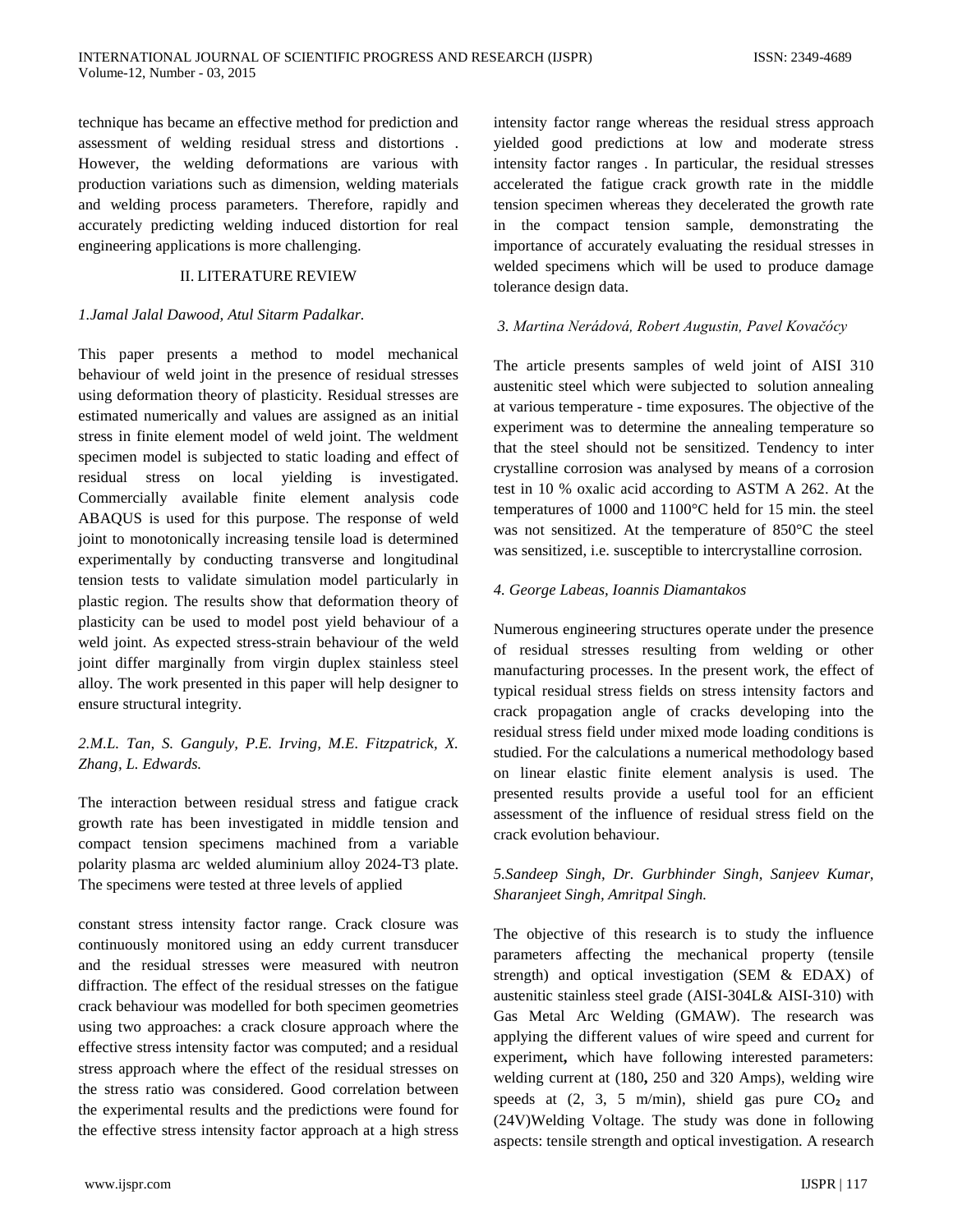technique has became an effective method for prediction and assessment of welding residual stress and distortions . However, the welding deformations are various with production variations such as dimension, welding materials and welding process parameters. Therefore, rapidly and accurately predicting welding induced distortion for real engineering applications is more challenging.

## II. LITERATURE REVIEW

*1.Jamal Jalal Dawood, Atul Sitarm Padalkar.*

This paper presents a method to model mechanical behaviour of weld joint in the presence of residual stresses using deformation theory of plasticity. Residual stresses are estimated numerically and values are assigned as an initial stress in finite element model of weld joint. The weldment specimen model is subjected to static loading and effect of residual stress on local yielding is investigated. Commercially available finite element analysis code ABAQUS is used for this purpose. The response of weld joint to monotonically increasing tensile load is determined experimentally by conducting transverse and longitudinal tension tests to validate simulation model particularly in plastic region. The results show that deformation theory of plasticity can be used to model post yield behaviour of a weld joint. As expected stress-strain behaviour of the weld joint differ marginally from virgin duplex stainless steel alloy. The work presented in this paper will help designer to ensure structural integrity.

*2.M.L. Tan, S. Ganguly, P.E. Irving, M.E. Fitzpatrick, X. Zhang, L. Edwards.*

The interaction between residual stress and fatigue crack growth rate has been investigated in middle tension and compact tension specimens machined from a variable polarity plasma arc welded aluminium alloy 2024-T3 plate. The specimens were tested at three levels of applied constant stress intensity factor range. Crack closure was continuously monitored using an eddy current transducer and the residual stresses were measured with neutron diffraction. The effect of the residual stresses on the fatigue crack behaviour was modelled for both specimen geometries using two approaches: a crack closure approach where the effective stress intensity factor was computed; and a residual stress approach where the effect of the residual stresses on the stress ratio was considered. Good correlation between the experimental results and the predictions were found for the effective stress intensity factor approach at a high stress intensity factor range whereas the residual stress approach yielded good predictions at low and moderate stress intensity factor ranges . In particular, the residual stresses accelerated the fatigue crack growth rate in the middle tension specimen whereas they decelerated the growth rate in the compact tension sample, demonstrating the importance of accurately evaluating the residual stresses in welded specimens which will be used to produce damage tolerance design data.

*3. Martina Nerádová, Robert Augustin, Pavel Kovačócy*

The article presents samples of weld joint of AISI 310 austenitic steel which were subjected to solution annealing at various temperature - time exposures. The objective of the experiment was to determine the annealing temperature so that the steel should not be sensitized. Tendency to inter crystalline corrosion was analysed by means of a corrosion test in 10 % oxalic acid according to ASTM A 262. At the temperatures of 1000 and 1100°C held for 15 min. the steel was not sensitized. At the temperature of 850°C the steel was sensitized, i.e. susceptible to intercrystalline corrosion.

*4. George Labeas, Ioannis Diamantakos*

Numerous engineering structures operate under the presence of residual stresses resulting from welding or other manufacturing processes. In the present work, the effect of typical residual stress fields on stress intensity factors and crack propagation angle of cracks developing into the residual stress field under mixed mode loading conditions is studied. For the calculations a numerical methodology based on linear elastic finite element analysis is used. The presented results provide a useful tool for an efficient assessment of the influence of residual stress field on the crack evolution behaviour.

*5.Sandeep Singh, Dr. Gurbhinder Singh, Sanjeev Kumar, Sharanjeet Singh, Amritpal Singh.*

The objective of this research is to study the influence parameters affecting the mechanical property (tensile strength) and optical investigation (SEM & EDAX) of austenitic stainless steel grade (AISI-304L& AISI-310) with Gas Metal Arc Welding (GMAW). The research was applying the different values of wire speed and current for experiment**,** which have following interested parameters: welding current at (180**,** 250 and 320 Amps), welding wire speeds at (2, 3, 5 m/min), shield gas pure $CO_2$ and (24V)Welding Voltage. The study was done in following aspects: tensile strength and optical investigation. A research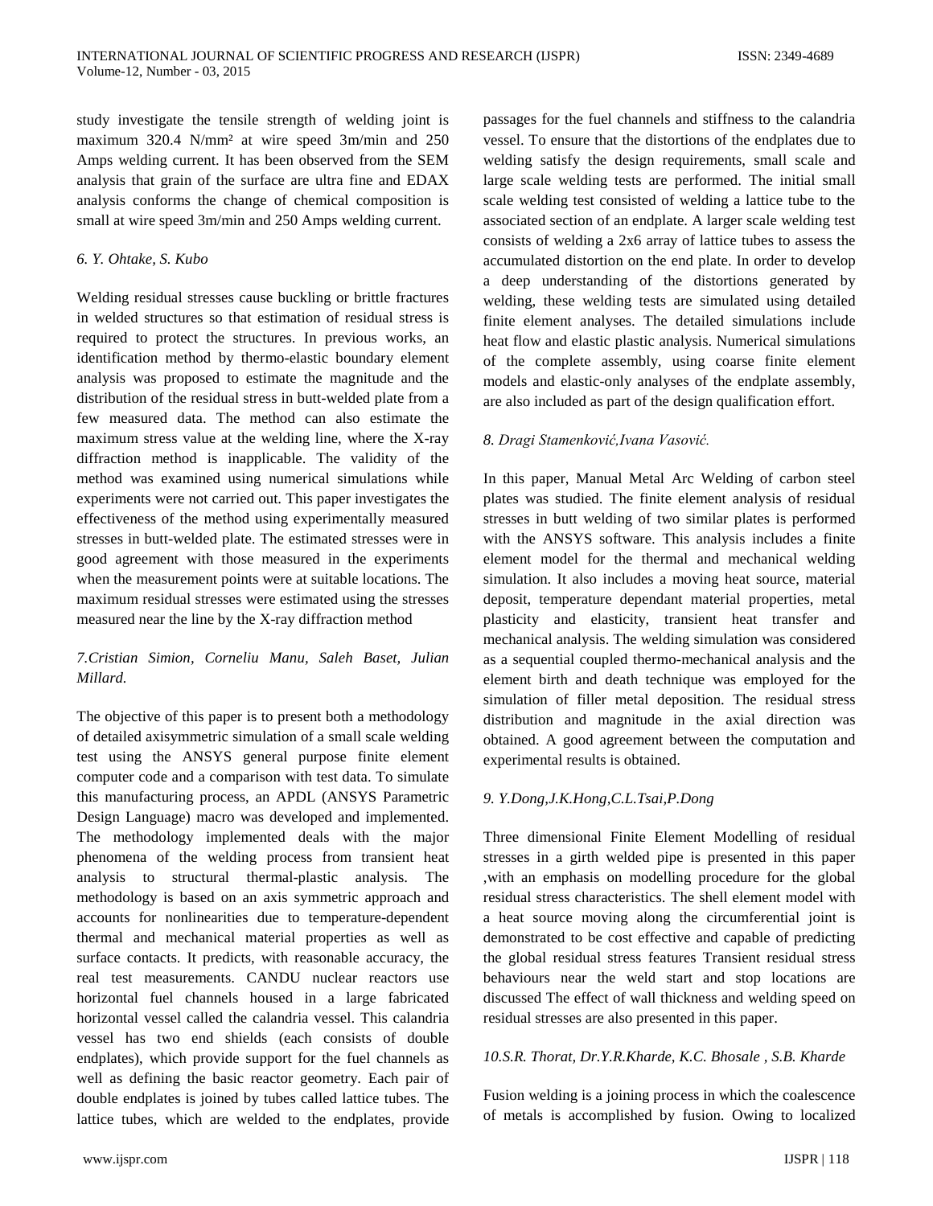study investigate the tensile strength of welding joint is maximum 320.4 N/mm² at wire speed 3m/min and 250 Amps welding current. It has been observed from the SEM analysis that grain of the surface are ultra fine and EDAX analysis conforms the change of chemical composition is small at wire speed 3m/min and 250 Amps welding current.

*6. Y. Ohtake, S. Kubo*

Welding residual stresses cause buckling or brittle fractures in welded structures so that estimation of residual stress is required to protect the structures. In previous works, an identification method by thermo-elastic boundary element analysis was proposed to estimate the magnitude and the distribution of the residual stress in butt-welded plate from a few measured data. The method can also estimate the maximum stress value at the welding line, where the X-ray diffraction method is inapplicable. The validity of the method was examined using numerical simulations while experiments were not carried out. This paper investigates the effectiveness of the method using experimentally measured stresses in butt-welded plate. The estimated stresses were in good agreement with those measured in the experiments when the measurement points were at suitable locations. The maximum residual stresses were estimated using the stresses measured near the line by the X-ray diffraction method

*7.Cristian Simion, Corneliu Manu, Saleh Baset, Julian Millard.*

The objective of this paper is to present both a methodology of detailed axisymmetric simulation of a small scale welding test using the ANSYS general purpose finite element computer code and a comparison with test data. To simulate this manufacturing process, an APDL (ANSYS Parametric Design Language) macro was developed and implemented. The methodology implemented deals with the major phenomena of the welding process from transient heat analysis to structural thermal-plastic analysis. The methodology is based on an axis symmetric approach and accounts for nonlinearities due to temperature-dependent thermal and mechanical material properties as well as surface contacts. It predicts, with reasonable accuracy, the real test measurements. CANDU nuclear reactors use horizontal fuel channels housed in a large fabricated horizontal vessel called the calandria vessel. This calandria vessel has two end shields (each consists of double endplates), which provide support for the fuel channels as well as defining the basic reactor geometry. Each pair of double endplates is joined by tubes called lattice tubes. The lattice tubes, which are welded to the endplates, provide passages for the fuel channels and stiffness to the calandria vessel. To ensure that the distortions of the endplates due to welding satisfy the design requirements, small scale and large scale welding tests are performed. The initial small scale welding test consisted of welding a lattice tube to the associated section of an endplate. A larger scale welding test consists of welding a 2x6 array of lattice tubes to assess the accumulated distortion on the end plate. In order to develop a deep understanding of the distortions generated by welding, these welding tests are simulated using detailed finite element analyses. The detailed simulations include heat flow and elastic plastic analysis. Numerical simulations of the complete assembly, using coarse finite element models and elastic-only analyses of the endplate assembly, are also included as part of the design qualification effort.

*8. Dragi Stamenković,Ivana Vasović.*

In this paper, Manual Metal Arc Welding of carbon steel plates was studied. The finite element analysis of residual stresses in butt welding of two similar plates is performed with the ANSYS software. This analysis includes a finite element model for the thermal and mechanical welding simulation. It also includes a moving heat source, material deposit, temperature dependant material properties, metal plasticity and elasticity, transient heat transfer and mechanical analysis. The welding simulation was considered as a sequential coupled thermo-mechanical analysis and the element birth and death technique was employed for the simulation of filler metal deposition. The residual stress distribution and magnitude in the axial direction was obtained. A good agreement between the computation and experimental results is obtained.

*9. Y.Dong,J.K.Hong,C.L.Tsai,P.Dong*

Three dimensional Finite Element Modelling of residual stresses in a girth welded pipe is presented in this paper ,with an emphasis on modelling procedure for the global residual stress characteristics. The shell element model with a heat source moving along the circumferential joint is demonstrated to be cost effective and capable of predicting the global residual stress features Transient residual stress behaviours near the weld start and stop locations are discussed The effect of wall thickness and welding speed on residual stresses are also presented in this paper.

*10.S.R. Thorat, Dr.Y.R.Kharde, K.C. Bhosale , S.B. Kharde*

Fusion welding is a joining process in which the coalescence of metals is accomplished by fusion. Owing to localized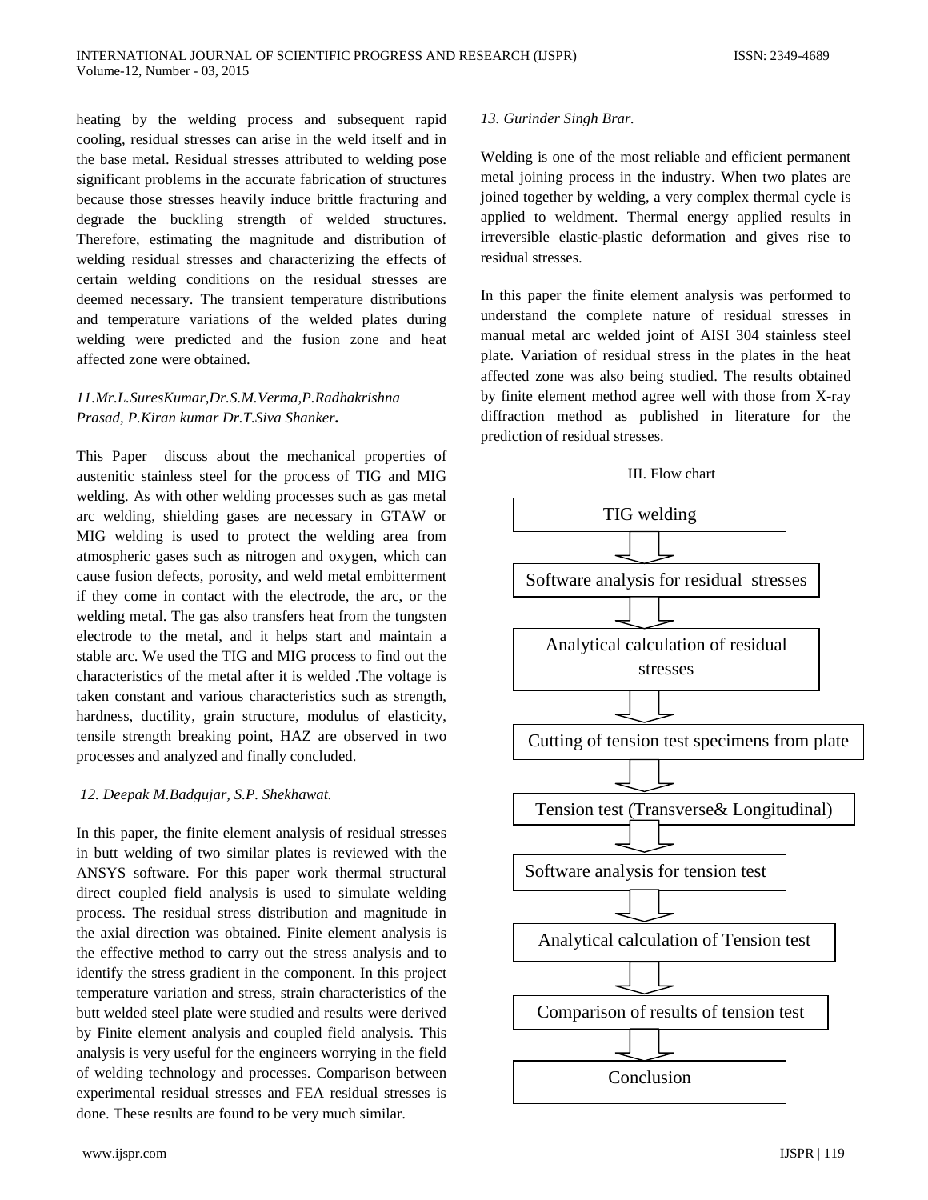heating by the welding process and subsequent rapid cooling, residual stresses can arise in the weld itself and in the base metal. Residual stresses attributed to welding pose significant problems in the accurate fabrication of structures because those stresses heavily induce brittle fracturing and degrade the buckling strength of welded structures. Therefore, estimating the magnitude and distribution of welding residual stresses and characterizing the effects of certain welding conditions on the residual stresses are deemed necessary. The transient temperature distributions and temperature variations of the welded plates during welding were predicted and the fusion zone and heat affected zone were obtained.

*11.Mr.L.SuresKumar,Dr.S.M.Verma,P.Radhakrishna Prasad, P.Kiran kumar Dr.T.Siva Shanker.*

This Paper discuss about the mechanical properties of austenitic stainless steel for the process of TIG and MIG welding. As with other welding processes such as gas metal arc welding, shielding gases are necessary in GTAW or MIG welding is used to protect the welding area from atmospheric gases such as nitrogen and oxygen, which can cause fusion defects, porosity, and weld metal embitterment if they come in contact with the electrode, the arc, or the welding metal. The gas also transfers heat from the tungsten electrode to the metal, and it helps start and maintain a stable arc. We used the TIG and MIG process to find out the characteristics of the metal after it is welded .The voltage is taken constant and various characteristics such as strength, hardness, ductility, grain structure, modulus of elasticity, tensile strength breaking point, HAZ are observed in two processes and analyzed and finally concluded.

*12. Deepak M.Badgujar, S.P. Shekhawat.*

In this paper, the finite element analysis of residual stresses in butt welding of two similar plates is reviewed with the ANSYS software. For this paper work thermal structural direct coupled field analysis is used to simulate welding process. The residual stress distribution and magnitude in the axial direction was obtained. Finite element analysis is the effective method to carry out the stress analysis and to identify the stress gradient in the component. In this project temperature variation and stress, strain characteristics of the butt welded steel plate were studied and results were derived by Finite element analysis and coupled field analysis. This analysis is very useful for the engineers worrying in the field of welding technology and processes. Comparison between experimental residual stresses and FEA residual stresses is done. These results are found to be very much similar.

*13. Gurinder Singh Brar.*

Welding is one of the most reliable and efficient permanent metal joining process in the industry. When two plates are joined together by welding, a very complex thermal cycle is applied to weldment. Thermal energy applied results in irreversible elastic-plastic deformation and gives rise to residual stresses.

In this paper the finite element analysis was performed to understand the complete nature of residual stresses in manual metal arc welded joint of AISI 304 stainless steel plate. Variation of residual stress in the plates in the heat affected zone was also being studied. The results obtained by finite element method agree well with those from X-ray diffraction method as published in literature for the prediction of residual stresses.

## III. Flow chart

TIG welding

↓

Software analysis for residual stresses

↓

Analytical calculation of residual stresses

↓

Cutting of tension test specimens from plate

↓

Tension test (Transverse& Longitudinal)

↓

Software analysis for tension test

↓

Analytical calculation of Tension test

↓

Comparison of results of tension test

↓

Conclusion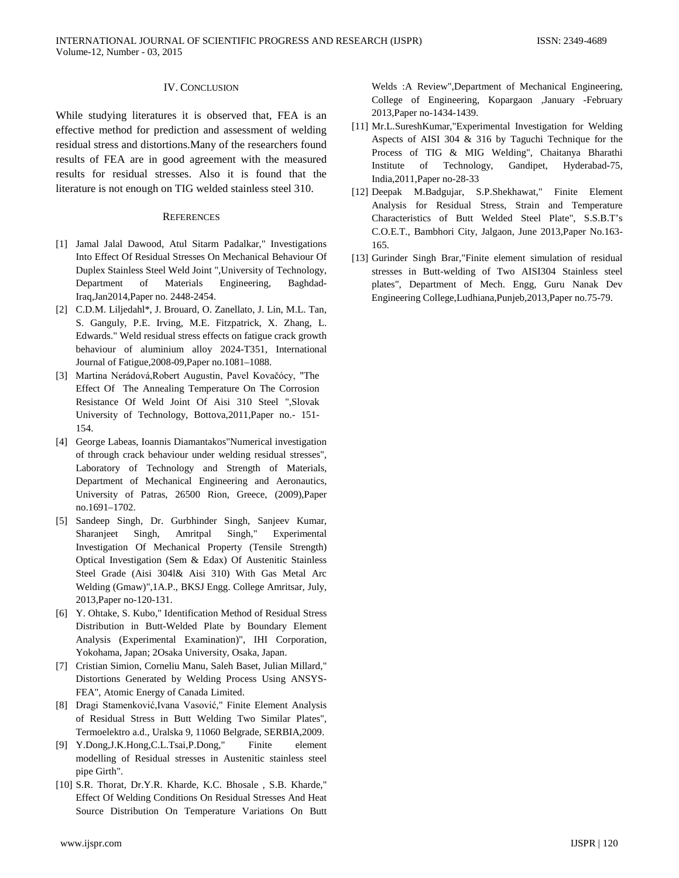## IV. Conclusion

While studying literatures it is observed that, FEA is an effective method for prediction and assessment of welding residual stress and distortions.Many of the researchers found results of FEA are in good agreement with the measured results for residual stresses. Also it is found that the literature is not enough on TIG welded stainless steel 310.

## References

[1] Jamal Jalal Dawood, Atul Sitarm Padalkar," Investigations Into Effect Of Residual Stresses On Mechanical Behaviour Of Duplex Stainless Steel Weld Joint ",University of Technology, Department of Materials Engineering, Baghdad-Iraq,Jan2014,Paper no. 2448-2454.

[2] C.D.M. Liljedahl*, J. Brouard, O. Zanellato, J. Lin, M.L. Tan, S. Ganguly, P.E. Irving, M.E. Fitzpatrick, X. Zhang, L. Edwards." Weld residual stress effects on fatigue crack growth behaviour of aluminium alloy 2024-T351, International Journal of Fatigue,2008-09,Paper no.1081–1088.

[3] Martina Nerádová,Robert Augustin, Pavel Kovačócy, "The Effect Of The Annealing Temperature On The Corrosion Resistance Of Weld Joint Of Aisi 310 Steel ",Slovak University of Technology, Bottova,2011,Paper no.- 151-154.

[4] George Labeas, Ioannis Diamantakos"Numerical investigation of through crack behaviour under welding residual stresses", Laboratory of Technology and Strength of Materials, Department of Mechanical Engineering and Aeronautics, University of Patras, 26500 Rion, Greece, (2009),Paper no.1691–1702.

[5] Sandeep Singh, Dr. Gurbhinder Singh, Sanjeev Kumar, Sharanjeet Singh, Amritpal Singh," Experimental Investigation Of Mechanical Property (Tensile Strength) Optical Investigation (Sem & Edax) Of Austenitic Stainless Steel Grade (Aisi 304l& Aisi 310) With Gas Metal Arc Welding (Gmaw)",1A.P., BKSJ Engg. College Amritsar, July, 2013,Paper no-120-131.

[6] Y. Ohtake, S. Kubo," Identification Method of Residual Stress Distribution in Butt-Welded Plate by Boundary Element Analysis (Experimental Examination)", IHI Corporation, Yokohama, Japan; 2Osaka University, Osaka, Japan.

[7] Cristian Simion, Corneliu Manu, Saleh Baset, Julian Millard," Distortions Generated by Welding Process Using ANSYS-FEA", Atomic Energy of Canada Limited.

[8] Dragi Stamenković,Ivana Vasović," Finite Element Analysis of Residual Stress in Butt Welding Two Similar Plates", Termoelektro a.d., Uralska 9, 11060 Belgrade, SERBIA,2009.

[9] Y.Dong,J.K.Hong,C.L.Tsai,P.Dong," Finite element modelling of Residual stresses in Austenitic stainless steel pipe Girth".

[10] S.R. Thorat, Dr.Y.R. Kharde, K.C. Bhosale , S.B. Kharde," Effect Of Welding Conditions On Residual Stresses And Heat Source Distribution On Temperature Variations On Butt Welds :A Review",Department of Mechanical Engineering, College of Engineering, Kopargaon ,January -February 2013,Paper no-1434-1439.

[11] Mr.L.SureshKumar,"Experimental Investigation for Welding Aspects of AISI 304 & 316 by Taguchi Technique for the Process of TIG & MIG Welding", Chaitanya Bharathi Institute of Technology, Gandipet, Hyderabad-75, India,2011,Paper no-28-33

[12] Deepak M.Badgujar, S.P.Shekhawat," Finite Element Analysis for Residual Stress, Strain and Temperature Characteristics of Butt Welded Steel Plate", S.S.B.T's C.O.E.T., Bambhori City, Jalgaon, June 2013,Paper No.163-165.

[13] Gurinder Singh Brar,"Finite element simulation of residual stresses in Butt-welding of Two AISI304 Stainless steel plates", Department of Mech. Engg, Guru Nanak Dev Engineering College,Ludhiana,Punjeb,2013,Paper no.75-79.